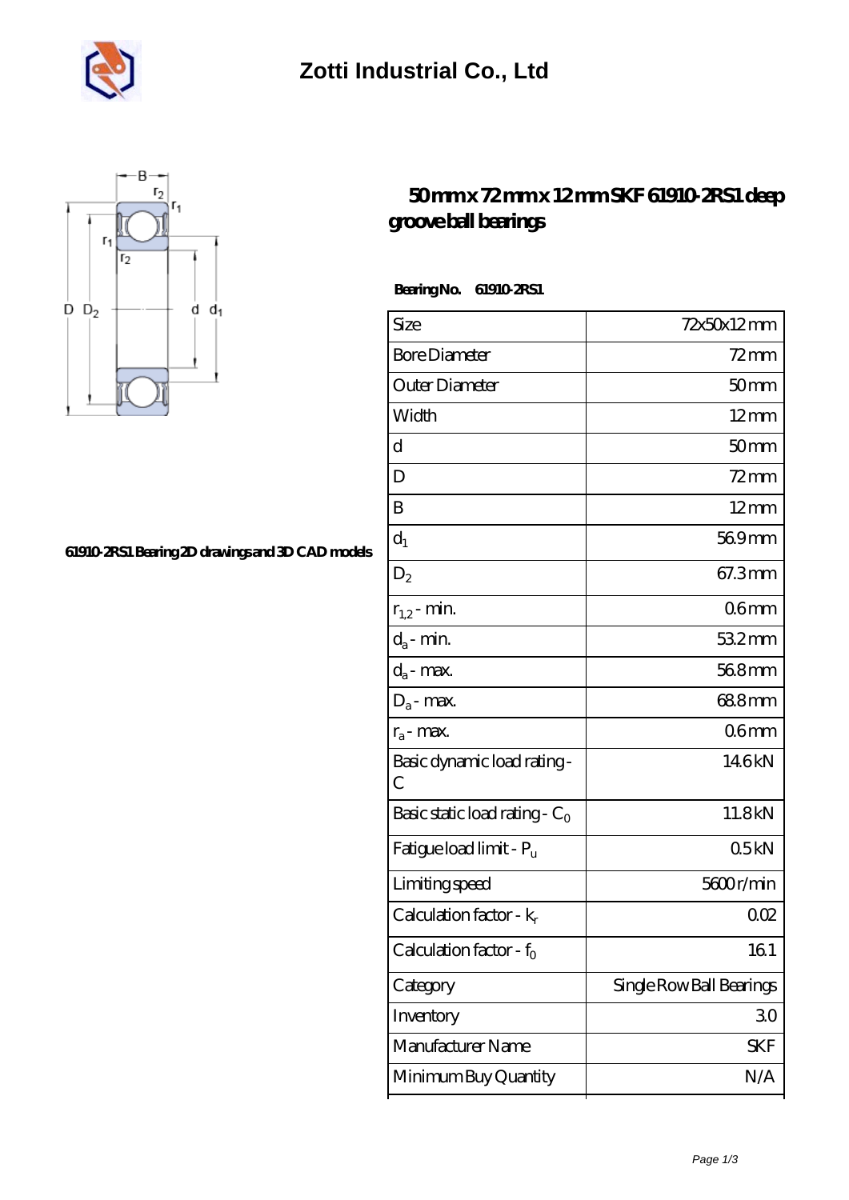# Zotti Industrial Co., Ltd

## 50 mm x 72 mm x 12 mm SKF 61910-2RS1 deep groove ball bearings

61910-2RS1 Bearing 2D drawings and 3D CAD models

**Bearing No. 61910-2RS1**

| | |
|---|---|
| Size | 72x50x12 mm |
| Bore Diameter | 72 mm |
| Outer Diameter | 50 mm |
| Width | 12 mm |
| d | 50 mm |
| D | 72 mm |
| B | 12 mm |
| $d_1$ | 56.9 mm |
| $D_2$ | 67.3 mm |
| $r_{1,2}$ - min. | 0.6 mm |
| $d_a$ - min. | 53.2 mm |
| $d_a$ - max. | 56.8 mm |
| $D_a$ - max. | 68.8 mm |
| $r_a$ - max. | 0.6 mm |
| Basic dynamic load rating - C | 14.6 kN |
| Basic static load rating - $C_0$ | 11.8 kN |
| Fatigue load limit - $P_u$ | 0.5 kN |
| Limiting speed | 5600 r/min |
| Calculation factor - $k_r$ | 0.02 |
| Calculation factor - $f_0$ | 16.1 |
| Category | Single Row Ball Bearings |
| Inventory | 3.0 |
| Manufacturer Name | SKF |
| Minimum Buy Quantity | N/A |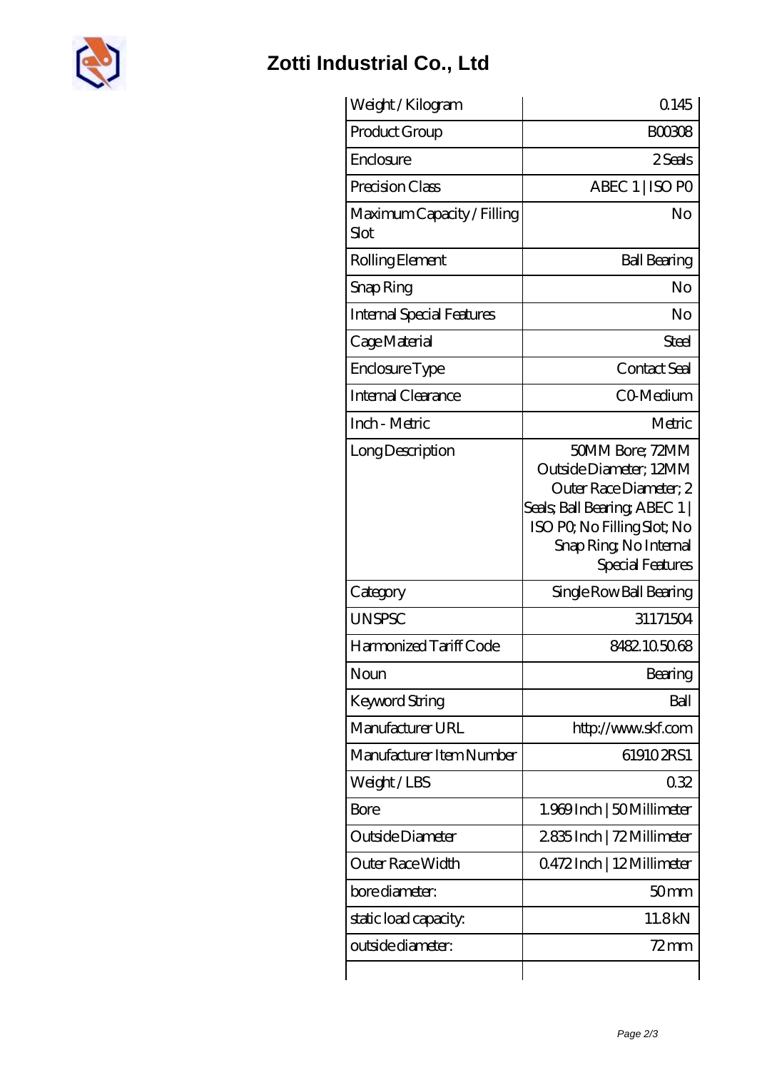# Zotti Industrial Co., Ltd

| Weight / Kilogram | 0.145 |
|---|---|
| Product Group | B00308 |
| Enclosure | 2 Seals |
| Precision Class | ABEC 1 \| ISO P0 |
| Maximum Capacity / Filling Slot | No |
| Rolling Element | Ball Bearing |
| Snap Ring | No |
| Internal Special Features | No |
| Cage Material | Steel |
| Enclosure Type | Contact Seal |
| Internal Clearance | C0-Medium |
| Inch - Metric | Metric |
| Long Description | 50MM Bore; 72MM Outside Diameter; 12MM Outer Race Diameter; 2 Seals; Ball Bearing; ABEC 1 \| ISO P0; No Filling Slot; No Snap Ring; No Internal Special Features |
| Category | Single Row Ball Bearing |
| UNSPSC | 31171504 |
| Harmonized Tariff Code | 8482.10.50.68 |
| Noun | Bearing |
| Keyword String | Ball |
| Manufacturer URL | http://www.skf.com |
| Manufacturer Item Number | 61910 2RS1 |
| Weight / LBS | 0.32 |
| Bore | 1.969 Inch \| 50 Millimeter |
| Outside Diameter | 2.835 Inch \| 72 Millimeter |
| Outer Race Width | 0.472 Inch \| 12 Millimeter |
| bore diameter: | 50 mm |
| static load capacity: | 11.8 kN |
| outside diameter: | 72 mm |
| | |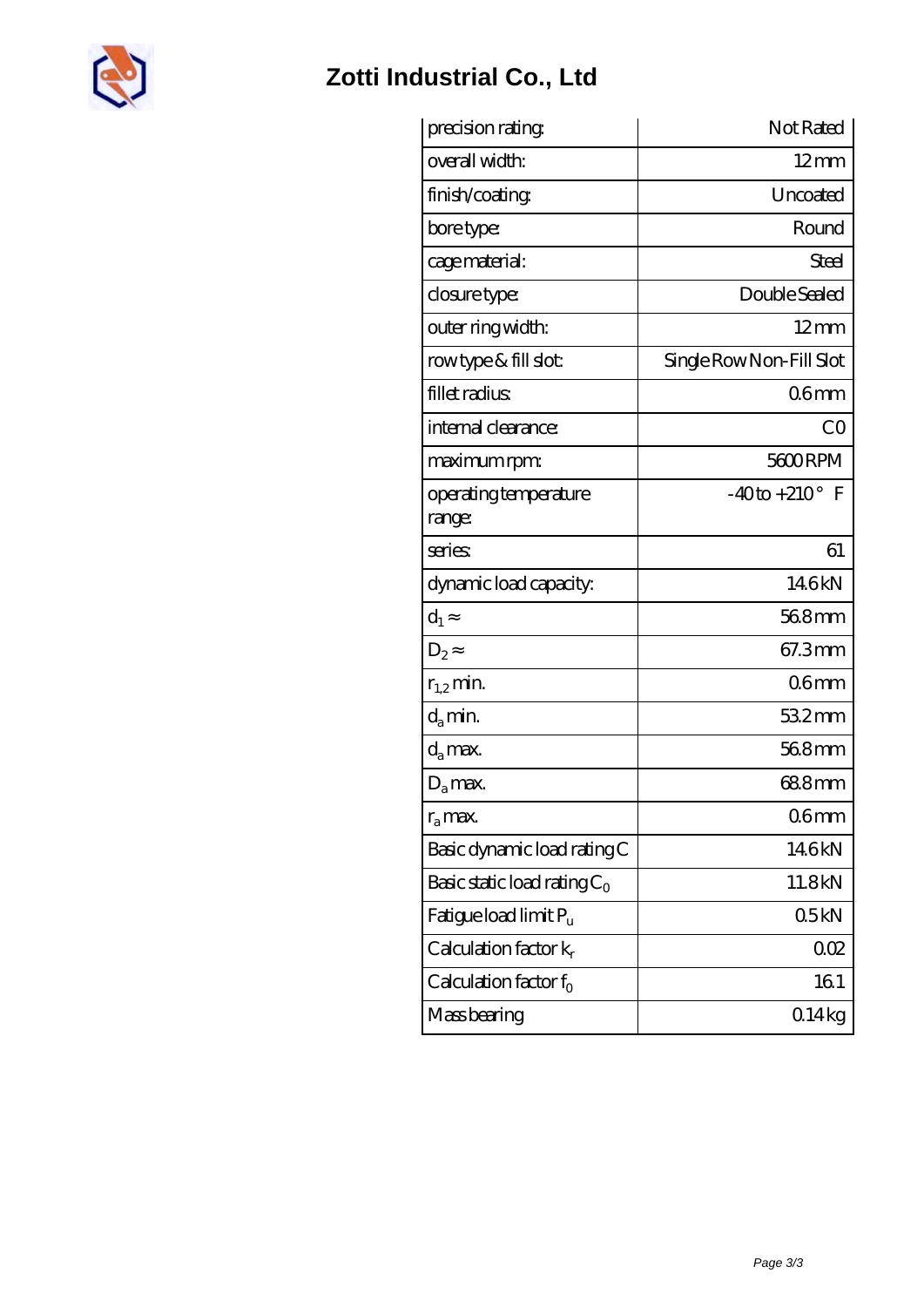# Zotti Industrial Co., Ltd

| | |
|---|---|
| precision rating: | Not Rated |
| overall width: | 12 mm |
| finish/coating: | Uncoated |
| bore type: | Round |
| cage material: | Steel |
| closure type: | Double Sealed |
| outer ring width: | 12 mm |
| row type & fill slot: | Single Row Non-Fill Slot |
| fillet radius: | 0.6 mm |
| internal clearance: | C0 |
| maximum rpm: | 5600 RPM |
| operating temperature range: | -40 to +210 ° F |
| series: | 61 |
| dynamic load capacity: | 14.6 kN |
| $d_1 \approx$ | 56.8 mm |
| $D_2 \approx$ | 67.3 mm |
| $r_{1,2}$ min. | 0.6 mm |
| $d_a$ min. | 53.2 mm |
| $d_a$ max. | 56.8 mm |
| $D_a$ max. | 68.8 mm |
| $r_a$ max. | 0.6 mm |
| Basic dynamic load rating C | 14.6 kN |
| Basic static load rating $C_0$ | 11.8 kN |
| Fatigue load limit $P_u$ | 0.5 kN |
| Calculation factor $k_r$ | 0.02 |
| Calculation factor $f_0$ | 16.1 |
| Mass bearing | 0.14 kg |